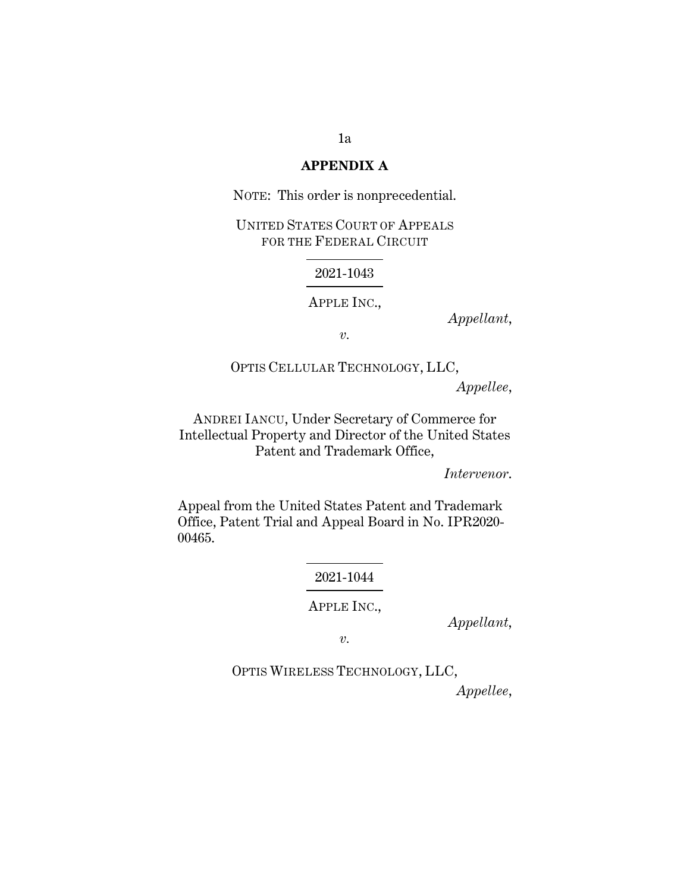**APPENDIX A**

NOTE: This order is nonprecedential.

UNITED STATES COURT OF APPEALS
FOR THE FEDERAL CIRCUIT

---

2021-1043

---

APPLE INC.,

*Appellant*,

*v.*

OPTIS CELLULAR TECHNOLOGY, LLC,

*Appellee*,

ANDREI IANCU, Under Secretary of Commerce for Intellectual Property and Director of the United States Patent and Trademark Office,

*Intervenor*.

Appeal from the United States Patent and Trademark Office, Patent Trial and Appeal Board in No. IPR2020-00465.

---

2021-1044

---

APPLE INC.,

*Appellant*,

*v.*

OPTIS WIRELESS TECHNOLOGY, LLC,

*Appellee*,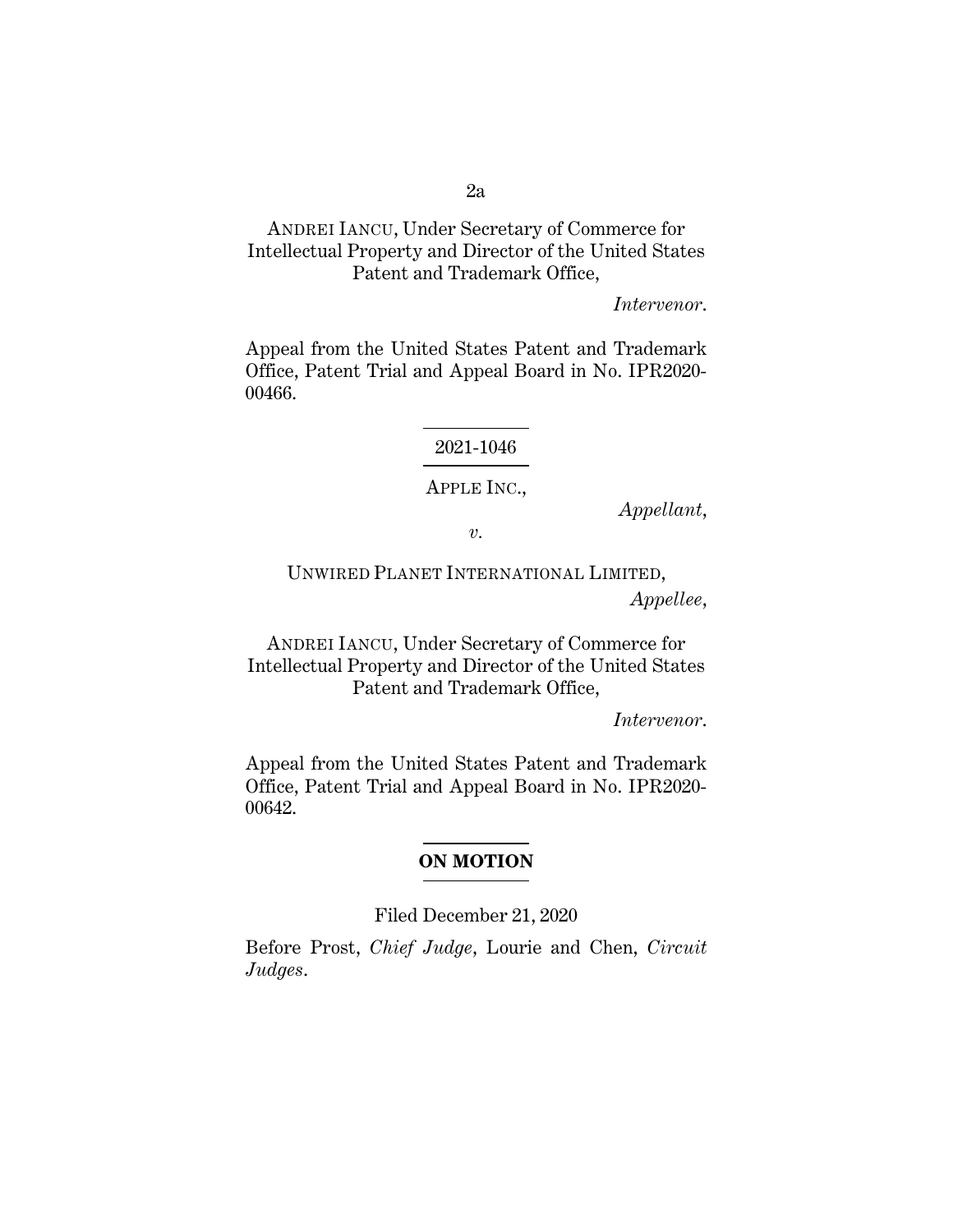ANDREI IANCU, Under Secretary of Commerce for Intellectual Property and Director of the United States Patent and Trademark Office,

*Intervenor*.

Appeal from the United States Patent and Trademark Office, Patent Trial and Appeal Board in No. IPR2020-00466.

---

2021-1046

---

APPLE INC.,

*Appellant*,

*v*.

UNWIRED PLANET INTERNATIONAL LIMITED,

*Appellee*,

ANDREI IANCU, Under Secretary of Commerce for Intellectual Property and Director of the United States Patent and Trademark Office,

*Intervenor*.

Appeal from the United States Patent and Trademark Office, Patent Trial and Appeal Board in No. IPR2020-00642.

---

**ON MOTION**

---

Filed December 21, 2020

Before Prost, *Chief Judge*, Lourie and Chen, *Circuit Judges*.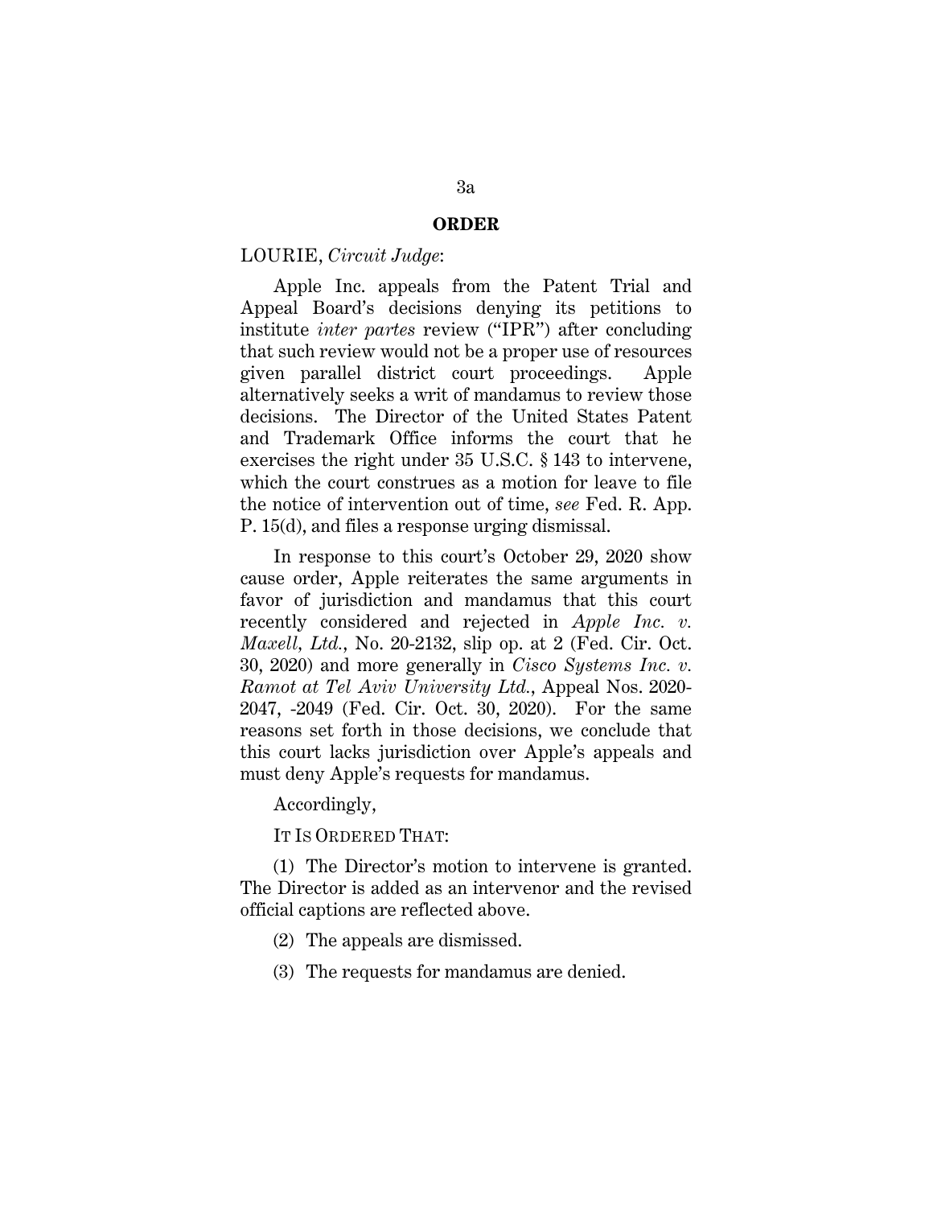## ORDER

LOURIE, *Circuit Judge*:

Apple Inc. appeals from the Patent Trial and Appeal Board's decisions denying its petitions to institute *inter partes* review ("IPR") after concluding that such review would not be a proper use of resources given parallel district court proceedings. Apple alternatively seeks a writ of mandamus to review those decisions. The Director of the United States Patent and Trademark Office informs the court that he exercises the right under 35 U.S.C. § 143 to intervene, which the court construes as a motion for leave to file the notice of intervention out of time, *see* Fed. R. App. P. 15(d), and files a response urging dismissal.

In response to this court's October 29, 2020 show cause order, Apple reiterates the same arguments in favor of jurisdiction and mandamus that this court recently considered and rejected in *Apple Inc. v. Maxell, Ltd.*, No. 20-2132, slip op. at 2 (Fed. Cir. Oct. 30, 2020) and more generally in *Cisco Systems Inc. v. Ramot at Tel Aviv University Ltd.*, Appeal Nos. 2020-2047, -2049 (Fed. Cir. Oct. 30, 2020). For the same reasons set forth in those decisions, we conclude that this court lacks jurisdiction over Apple's appeals and must deny Apple's requests for mandamus.

Accordingly,

IT IS ORDERED THAT:

(1) The Director's motion to intervene is granted. The Director is added as an intervenor and the revised official captions are reflected above.

(2) The appeals are dismissed.

(3) The requests for mandamus are denied.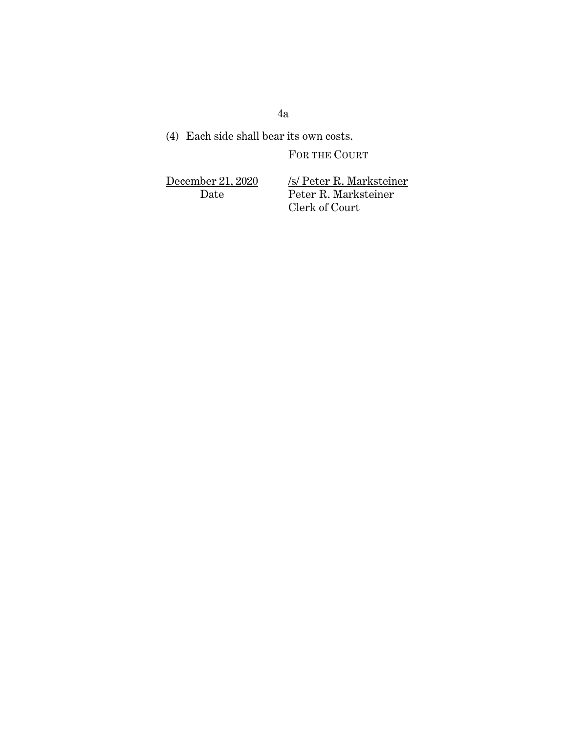(4) Each side shall bear its own costs.

FOR THE COURT

December 21, 2020 — Date

/s/ Peter R. Marksteiner
Peter R. Marksteiner
Clerk of Court